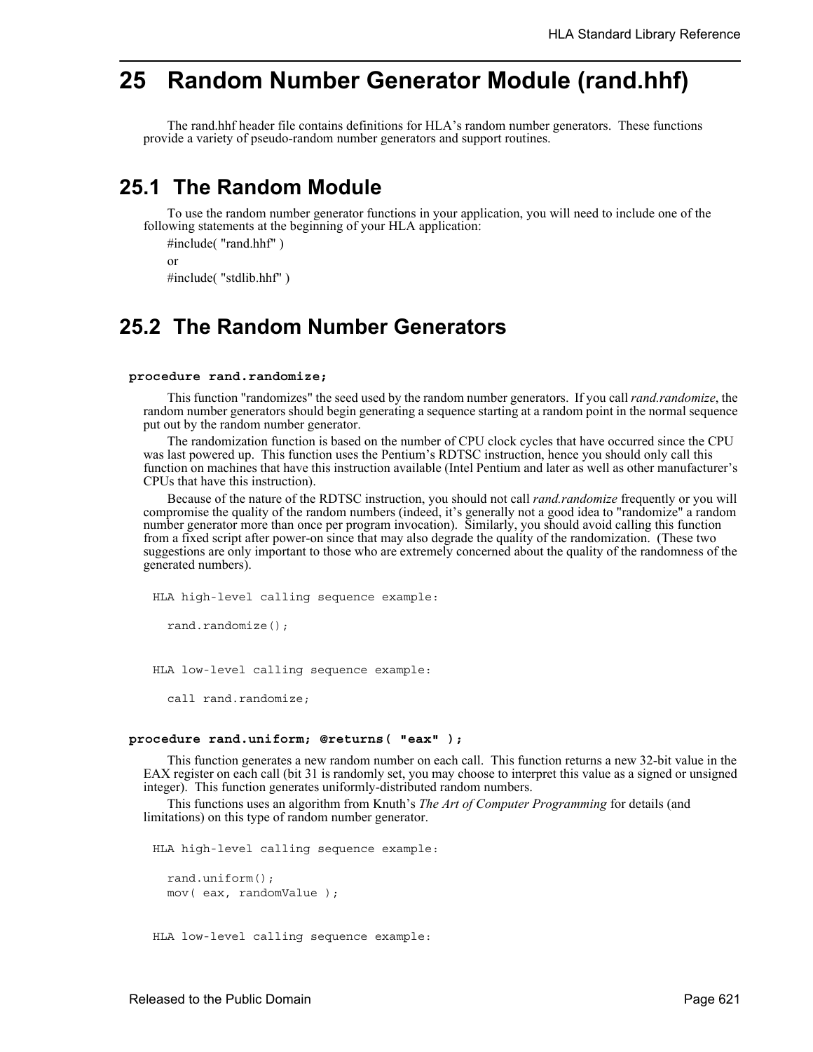# 25 Random Number Generator Module (rand.hhf)

The rand.hhf header file contains definitions for HLA's random number generators. These functions provide a variety of pseudo-random number generators and support routines.

## 25.1 The Random Module

To use the random number generator functions in your application, you will need to include one of the following statements at the beginning of your HLA application:

#include( "rand.hhf" )

or

#include( "stdlib.hhf" )

## 25.2 The Random Number Generators

**procedure rand.randomize;**

This function "randomizes" the seed used by the random number generators. If you call *rand.randomize*, the random number generators should begin generating a sequence starting at a random point in the normal sequence put out by the random number generator.

The randomization function is based on the number of CPU clock cycles that have occurred since the CPU was last powered up. This function uses the Pentium's RDTSC instruction, hence you should only call this function on machines that have this instruction available (Intel Pentium and later as well as other manufacturer's CPUs that have this instruction).

Because of the nature of the RDTSC instruction, you should not call *rand.randomize* frequently or you will compromise the quality of the random numbers (indeed, it's generally not a good idea to "randomize" a random number generator more than once per program invocation). Similarly, you should avoid calling this function from a fixed script after power-on since that may also degrade the quality of the randomization. (These two suggestions are only important to those who are extremely concerned about the quality of the randomness of the generated numbers).

```
HLA high-level calling sequence example:

  rand.randomize();


HLA low-level calling sequence example:

  call rand.randomize;
```

**procedure rand.uniform; @returns( "eax" );**

This function generates a new random number on each call. This function returns a new 32-bit value in the EAX register on each call (bit 31 is randomly set, you may choose to interpret this value as a signed or unsigned integer). This function generates uniformly-distributed random numbers.

This functions uses an algorithm from Knuth's *The Art of Computer Programming* for details (and limitations) on this type of random number generator.

```
HLA high-level calling sequence example:

  rand.uniform();
  mov( eax, randomValue );


HLA low-level calling sequence example:
```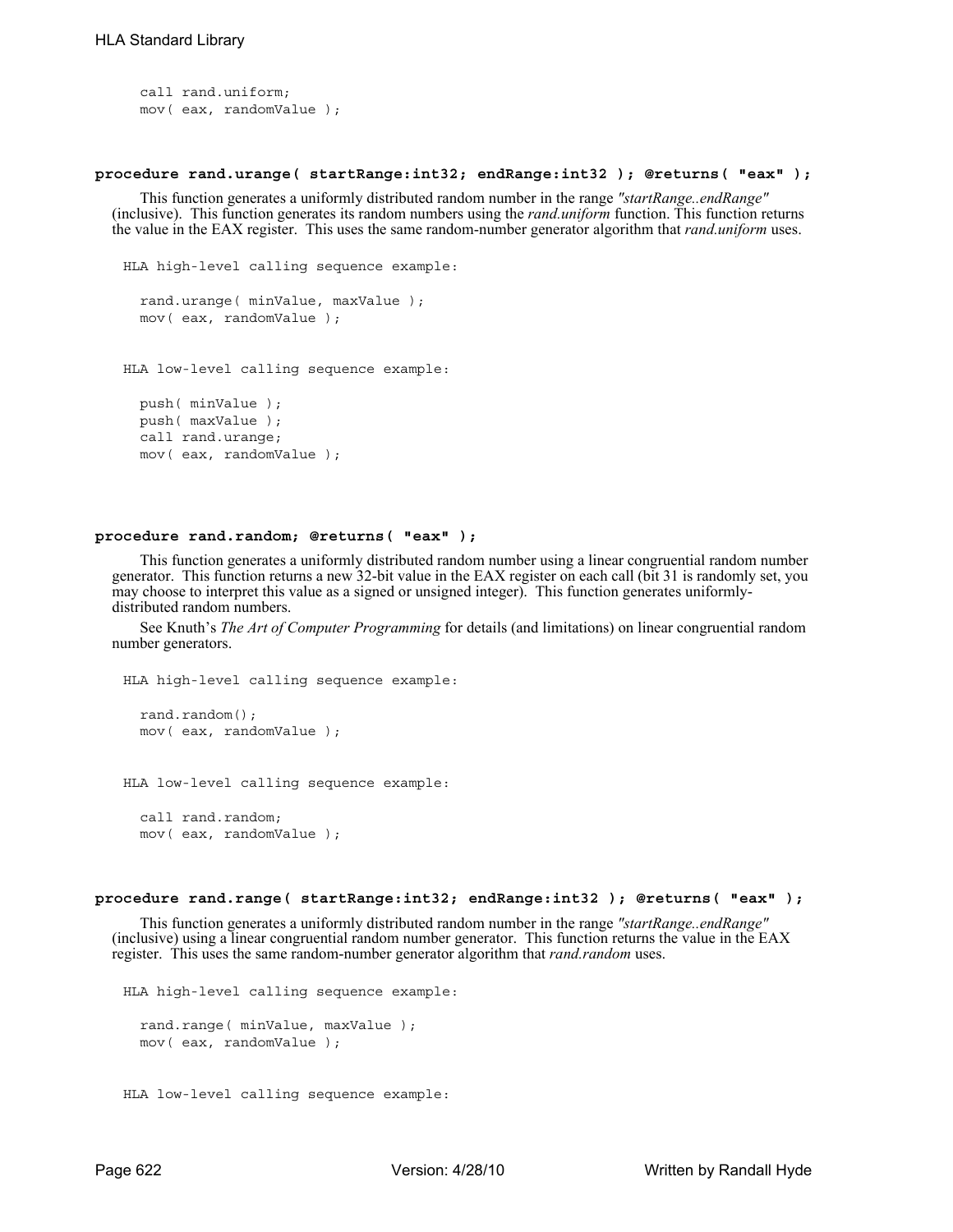```
call rand.uniform;
mov( eax, randomValue );
```

**procedure rand.urange( startRange:int32; endRange:int32 ); @returns( "eax" );**

This function generates a uniformly distributed random number in the range *"startRange..endRange"* (inclusive). This function generates its random numbers using the *rand.uniform* function. This function returns the value in the EAX register. This uses the same random-number generator algorithm that *rand.uniform* uses.

```
HLA high-level calling sequence example:

  rand.urange( minValue, maxValue );
  mov( eax, randomValue );


HLA low-level calling sequence example:

  push( minValue );
  push( maxValue );
  call rand.urange;
  mov( eax, randomValue );
```

**procedure rand.random; @returns( "eax" );**

This function generates a uniformly distributed random number using a linear congruential random number generator. This function returns a new 32-bit value in the EAX register on each call (bit 31 is randomly set, you may choose to interpret this value as a signed or unsigned integer). This function generates uniformly-distributed random numbers.

See Knuth's *The Art of Computer Programming* for details (and limitations) on linear congruential random number generators.

```
HLA high-level calling sequence example:

  rand.random();
  mov( eax, randomValue );


HLA low-level calling sequence example:

  call rand.random;
  mov( eax, randomValue );
```

**procedure rand.range( startRange:int32; endRange:int32 ); @returns( "eax" );**

This function generates a uniformly distributed random number in the range *"startRange..endRange"* (inclusive) using a linear congruential random number generator. This function returns the value in the EAX register. This uses the same random-number generator algorithm that *rand.random* uses.

```
HLA high-level calling sequence example:

  rand.range( minValue, maxValue );
  mov( eax, randomValue );


HLA low-level calling sequence example:
```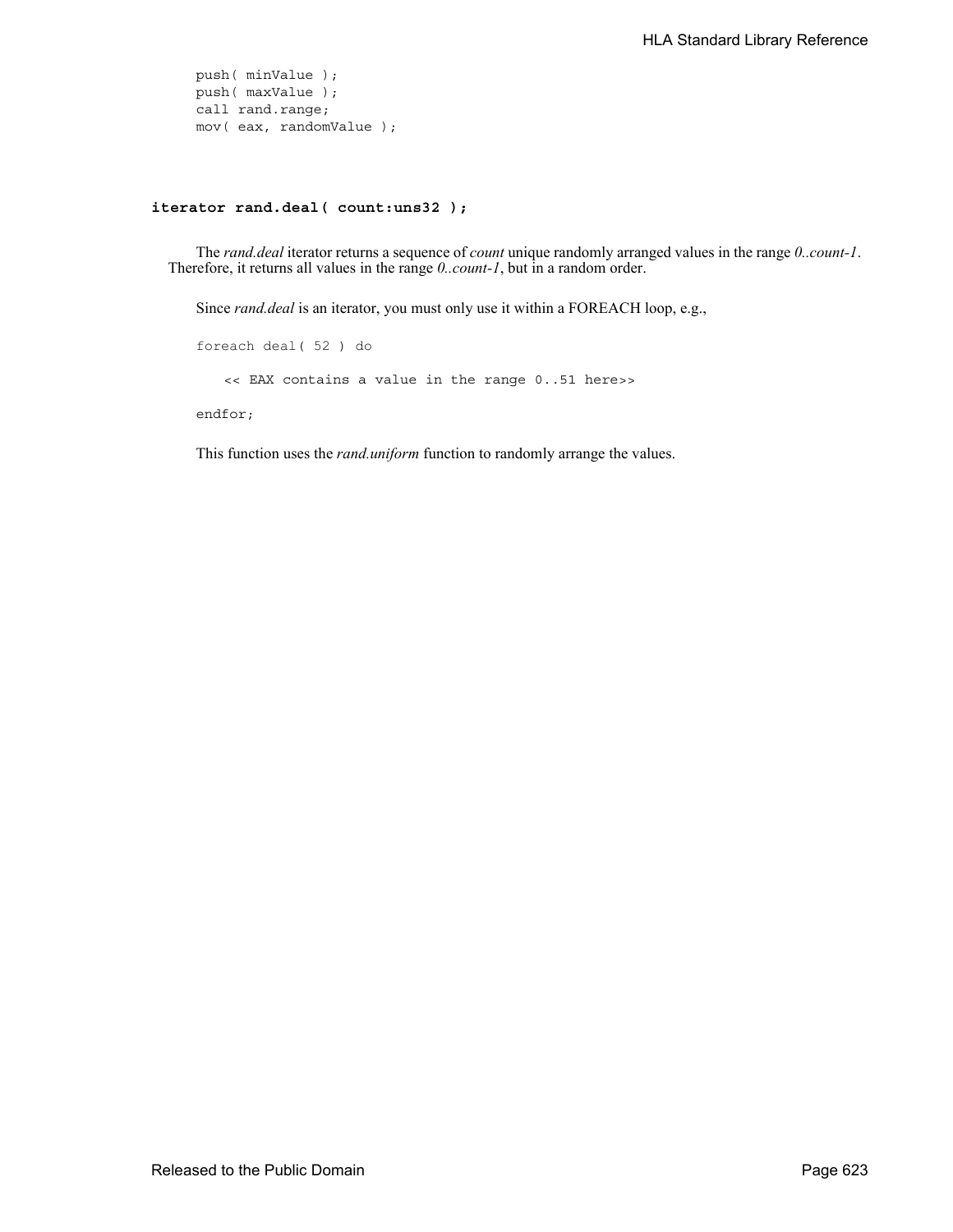```
push( minValue );
push( maxValue );
call rand.range;
mov( eax, randomValue );
```

**iterator rand.deal( count:uns32 );**

The *rand.deal* iterator returns a sequence of *count* unique randomly arranged values in the range *0..count-1*. Therefore, it returns all values in the range *0..count-1*, but in a random order.

Since *rand.deal* is an iterator, you must only use it within a FOREACH loop, e.g.,

```
foreach deal( 52 ) do

    << EAX contains a value in the range 0..51 here>>

endfor;
```

This function uses the *rand.uniform* function to randomly arrange the values.